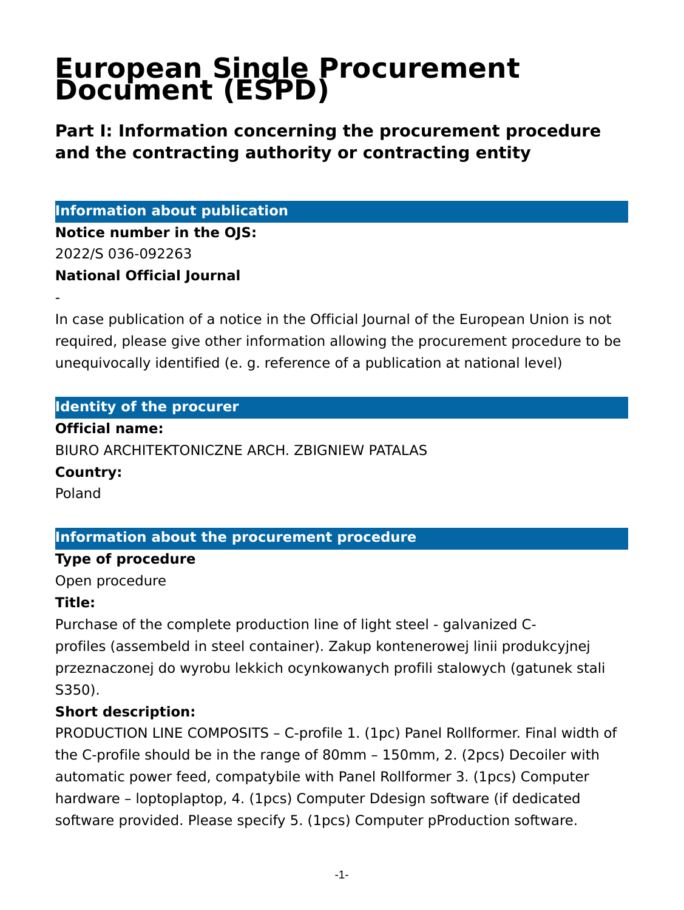# European Single Procurement Document (ESPD)

## Part I: Information concerning the procurement procedure and the contracting authority or contracting entity

### Information about publication

**Notice number in the OJS:**

2022/S 036-092263

**National Official Journal**

-

In case publication of a notice in the Official Journal of the European Union is not required, please give other information allowing the procurement procedure to be unequivocally identified (e. g. reference of a publication at national level)

### Identity of the procurer

**Official name:**

BIURO ARCHITEKTONICZNE ARCH. ZBIGNIEW PATALAS

**Country:**

Poland

### Information about the procurement procedure

**Type of procedure**

Open procedure

**Title:**

Purchase of the complete production line of light steel - galvanized C-profiles (assembeld in steel container). Zakup kontenerowej linii produkcyjnej przeznaczonej do wyrobu lekkich ocynkowanych profili stalowych (gatunek stali S350).

**Short description:**

PRODUCTION LINE COMPOSITS – C-profile 1. (1pc) Panel Rollformer. Final width of the C-profile should be in the range of 80mm – 150mm, 2. (2pcs) Decoiler with automatic power feed, compatybile with Panel Rollformer 3. (1pcs) Computer hardware – loptoplaptop, 4. (1pcs) Computer Ddesign software (if dedicated software provided. Please specify 5. (1pcs) Computer pProduction software.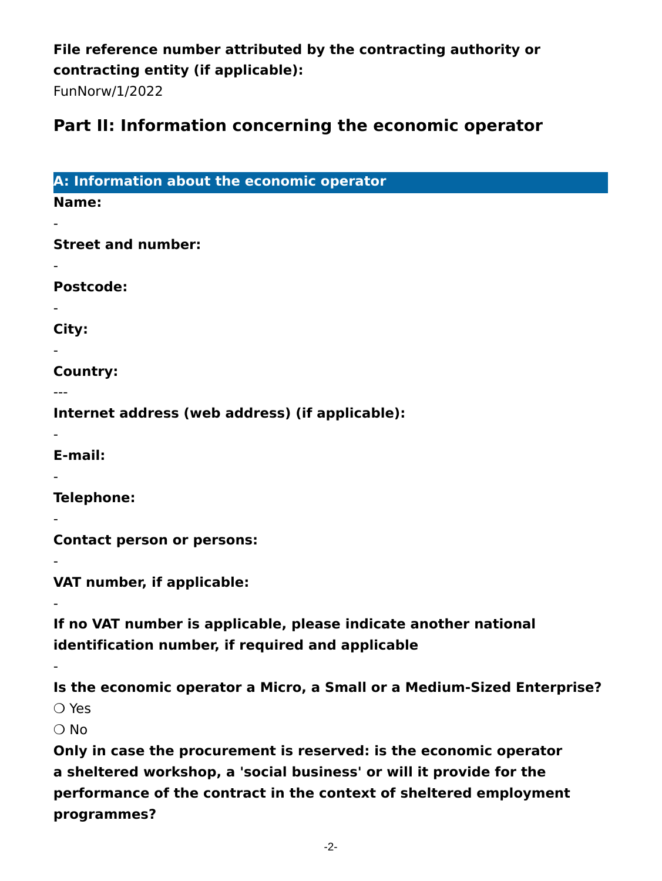**File reference number attributed by the contracting authority or contracting entity (if applicable):**

FunNorw/1/2022

## Part II: Information concerning the economic operator

### A: Information about the economic operator

**Name:**

-

**Street and number:**

-

**Postcode:**

-

**City:**

-

**Country:**

---

**Internet address (web address) (if applicable):**

-

**E-mail:**

-

**Telephone:**

-

**Contact person or persons:**

-

**VAT number, if applicable:**

-

**If no VAT number is applicable, please indicate another national identification number, if required and applicable**

-

**Is the economic operator a Micro, a Small or a Medium-Sized Enterprise?**

❍ Yes

❍ No

**Only in case the procurement is reserved: is the economic operator a sheltered workshop, a 'social business' or will it provide for the performance of the contract in the context of sheltered employment programmes?**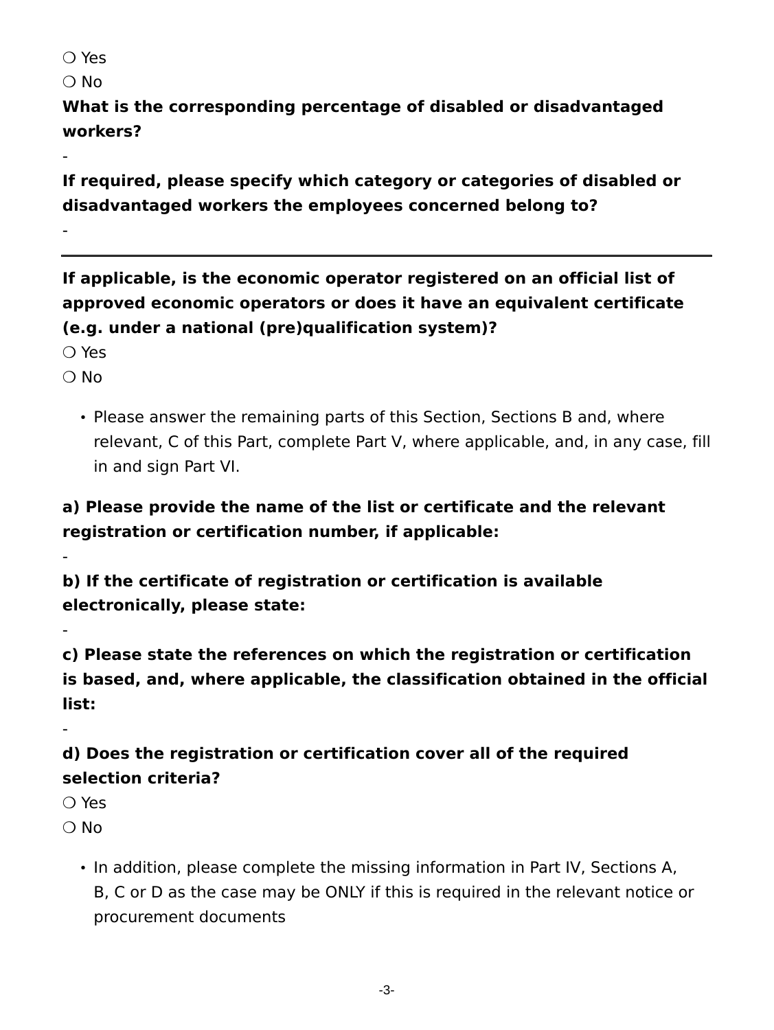❍ Yes

❍ No

**What is the corresponding percentage of disabled or disadvantaged workers?**

-

**If required, please specify which category or categories of disabled or disadvantaged workers the employees concerned belong to?**

-

---

**If applicable, is the economic operator registered on an official list of approved economic operators or does it have an equivalent certificate (e.g. under a national (pre)qualification system)?**

❍ Yes

❍ No

- Please answer the remaining parts of this Section, Sections B and, where relevant, C of this Part, complete Part V, where applicable, and, in any case, fill in and sign Part VI.

**a) Please provide the name of the list or certificate and the relevant registration or certification number, if applicable:**

-

**b) If the certificate of registration or certification is available electronically, please state:**

-

**c) Please state the references on which the registration or certification is based, and, where applicable, the classification obtained in the official list:**

-

**d) Does the registration or certification cover all of the required selection criteria?**

❍ Yes

❍ No

- In addition, please complete the missing information in Part IV, Sections A, B, C or D as the case may be ONLY if this is required in the relevant notice or procurement documents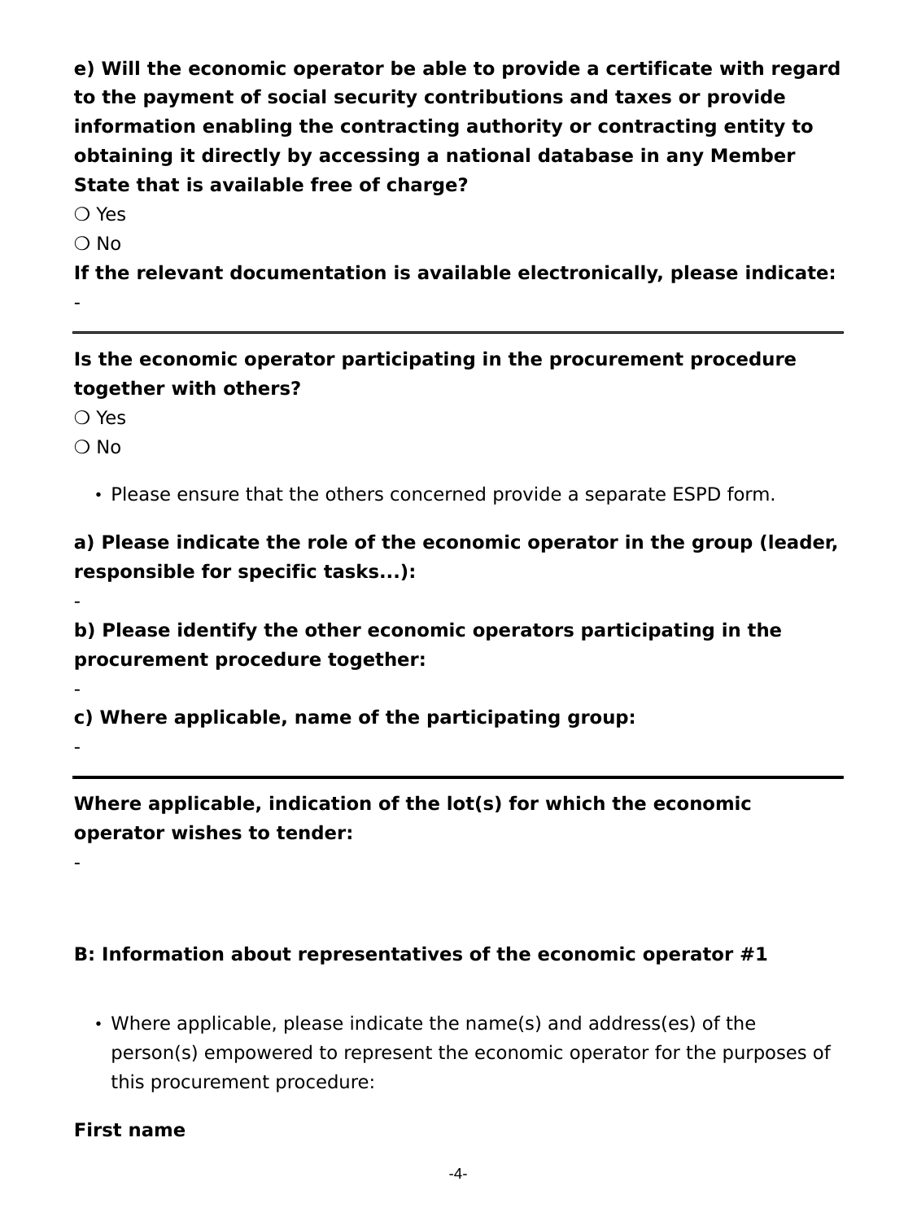**e) Will the economic operator be able to provide a certificate with regard to the payment of social security contributions and taxes or provide information enabling the contracting authority or contracting entity to obtaining it directly by accessing a national database in any Member State that is available free of charge?**

❍ Yes

❍ No

**If the relevant documentation is available electronically, please indicate:**

-

---

**Is the economic operator participating in the procurement procedure together with others?**

❍ Yes

❍ No

- Please ensure that the others concerned provide a separate ESPD form.

**a) Please indicate the role of the economic operator in the group (leader, responsible for specific tasks...):**

-

**b) Please identify the other economic operators participating in the procurement procedure together:**

-

**c) Where applicable, name of the participating group:**

-

---

**Where applicable, indication of the lot(s) for which the economic operator wishes to tender:**

-

### B: Information about representatives of the economic operator #1

- Where applicable, please indicate the name(s) and address(es) of the person(s) empowered to represent the economic operator for the purposes of this procurement procedure:

**First name**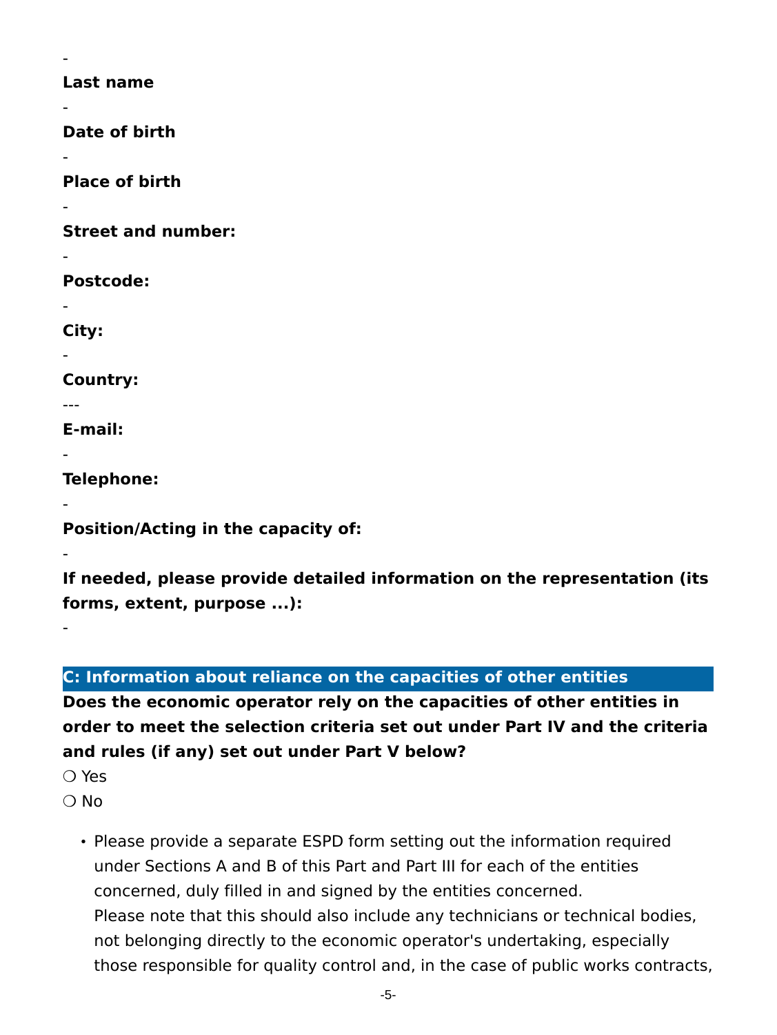-

**Last name**

-

**Date of birth**

-

**Place of birth**

-

**Street and number:**

-

**Postcode:**

-

**City:**

-

**Country:**

---

**E-mail:**

-

**Telephone:**

-

**Position/Acting in the capacity of:**

-

**If needed, please provide detailed information on the representation (its forms, extent, purpose ...):**

-

## C: Information about reliance on the capacities of other entities

**Does the economic operator rely on the capacities of other entities in order to meet the selection criteria set out under Part IV and the criteria and rules (if any) set out under Part V below?**

❍ Yes

❍ No

- Please provide a separate ESPD form setting out the information required under Sections A and B of this Part and Part III for each of the entities concerned, duly filled in and signed by the entities concerned.
  Please note that this should also include any technicians or technical bodies, not belonging directly to the economic operator's undertaking, especially those responsible for quality control and, in the case of public works contracts,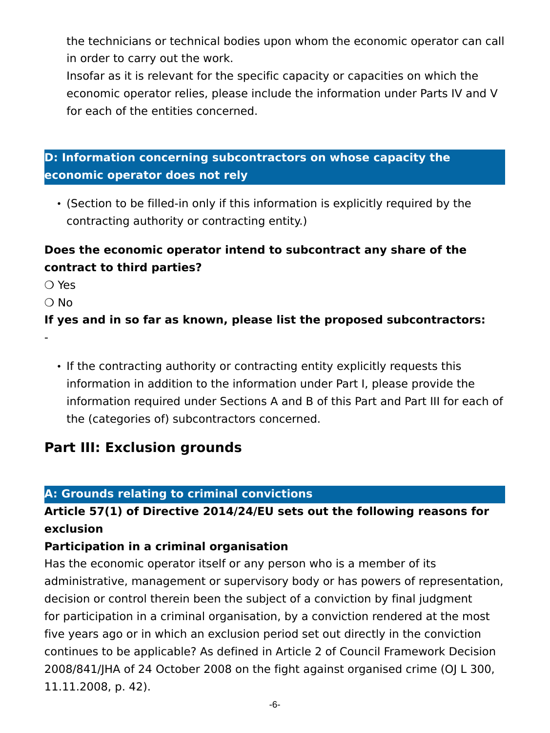the technicians or technical bodies upon whom the economic operator can call in order to carry out the work.
Insofar as it is relevant for the specific capacity or capacities on which the economic operator relies, please include the information under Parts IV and V for each of the entities concerned.

### D: Information concerning subcontractors on whose capacity the economic operator does not rely

- (Section to be filled-in only if this information is explicitly required by the contracting authority or contracting entity.)

**Does the economic operator intend to subcontract any share of the contract to third parties?**

❍ Yes

❍ No

**If yes and in so far as known, please list the proposed subcontractors:**

-

- If the contracting authority or contracting entity explicitly requests this information in addition to the information under Part I, please provide the information required under Sections A and B of this Part and Part III for each of the (categories of) subcontractors concerned.

## Part III: Exclusion grounds

### A: Grounds relating to criminal convictions

**Article 57(1) of Directive 2014/24/EU sets out the following reasons for exclusion**

**Participation in a criminal organisation**

Has the economic operator itself or any person who is a member of its administrative, management or supervisory body or has powers of representation, decision or control therein been the subject of a conviction by final judgment for participation in a criminal organisation, by a conviction rendered at the most five years ago or in which an exclusion period set out directly in the conviction continues to be applicable? As defined in Article 2 of Council Framework Decision 2008/841/JHA of 24 October 2008 on the fight against organised crime (OJ L 300, 11.11.2008, p. 42).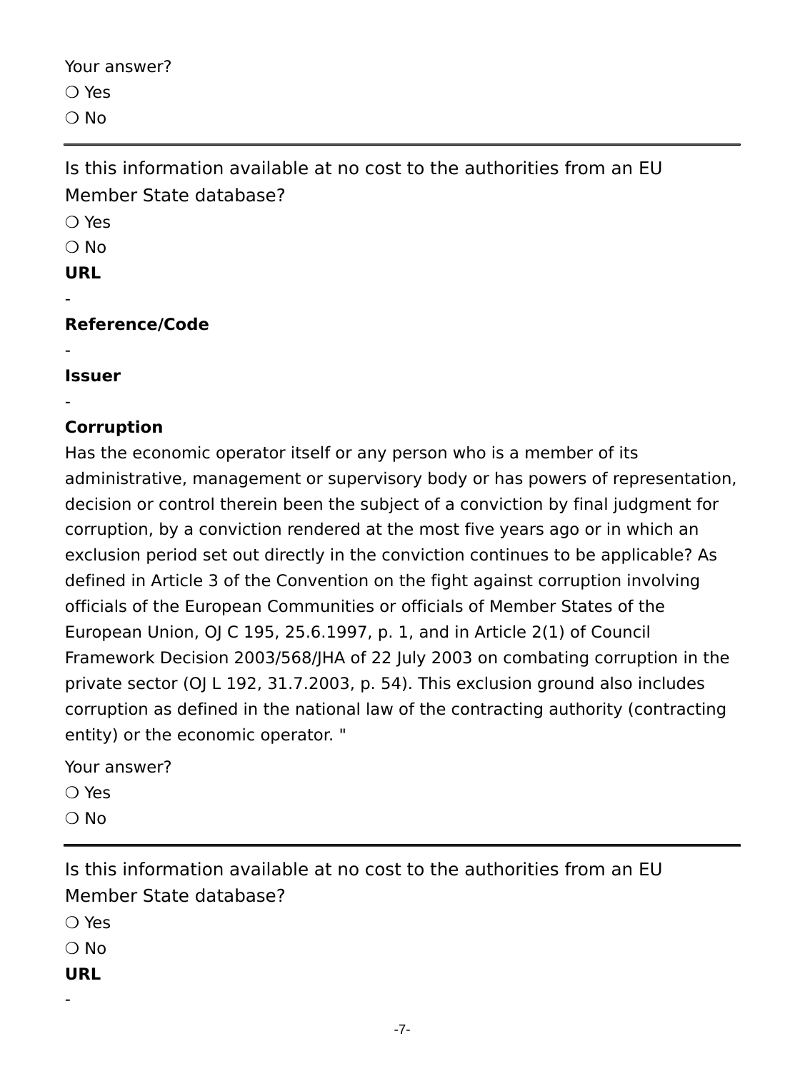Your answer?

❍ Yes

❍ No

---

Is this information available at no cost to the authorities from an EU Member State database?

❍ Yes

❍ No

**URL**

-

**Reference/Code**

-

**Issuer**

-

**Corruption**

Has the economic operator itself or any person who is a member of its administrative, management or supervisory body or has powers of representation, decision or control therein been the subject of a conviction by final judgment for corruption, by a conviction rendered at the most five years ago or in which an exclusion period set out directly in the conviction continues to be applicable? As defined in Article 3 of the Convention on the fight against corruption involving officials of the European Communities or officials of Member States of the European Union, OJ C 195, 25.6.1997, p. 1, and in Article 2(1) of Council Framework Decision 2003/568/JHA of 22 July 2003 on combating corruption in the private sector (OJ L 192, 31.7.2003, p. 54). This exclusion ground also includes corruption as defined in the national law of the contracting authority (contracting entity) or the economic operator. "

Your answer?

❍ Yes

❍ No

---

Is this information available at no cost to the authorities from an EU Member State database?

❍ Yes

❍ No

**URL**

-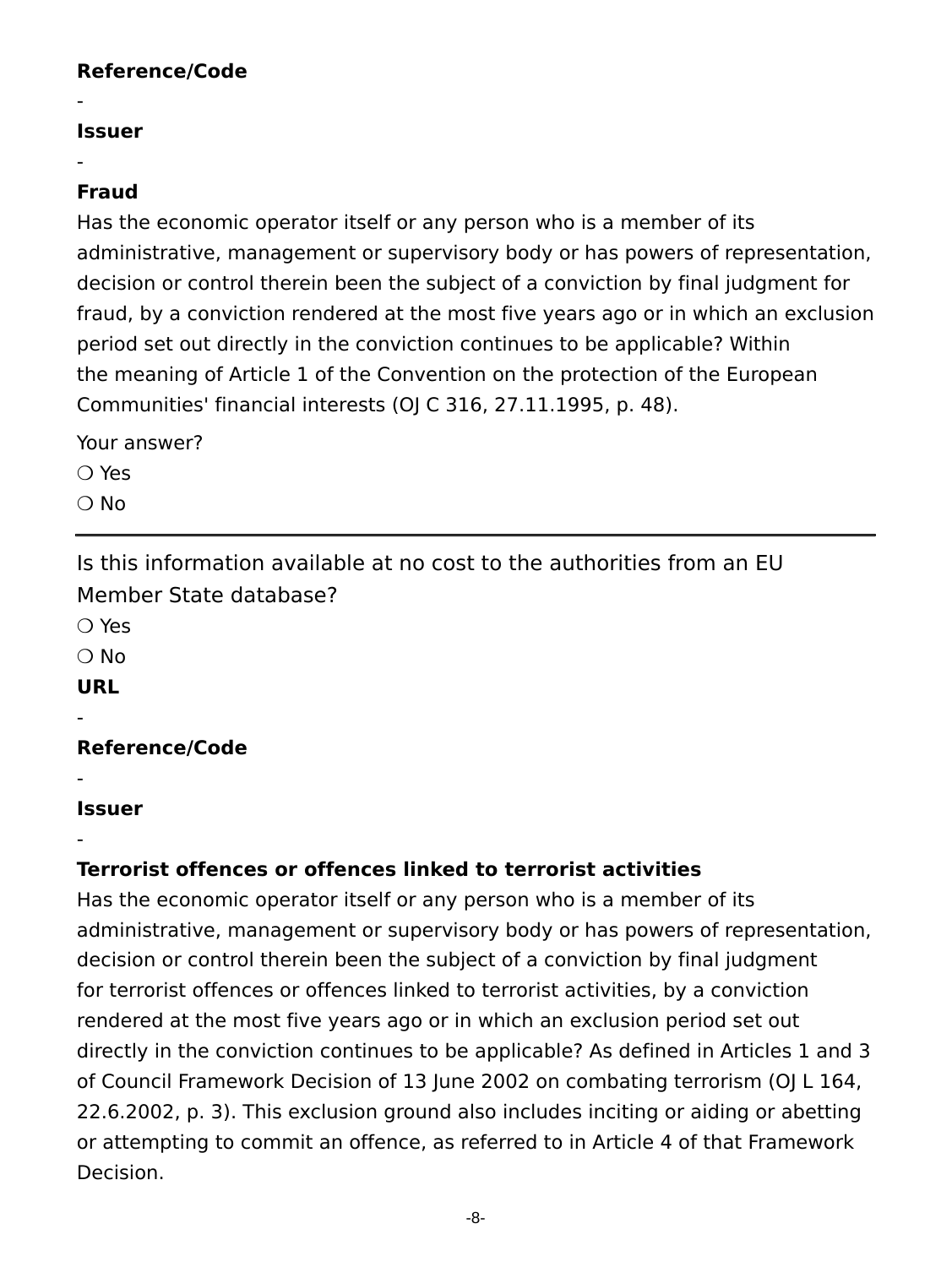**Reference/Code**

-

**Issuer**

-

**Fraud**

Has the economic operator itself or any person who is a member of its administrative, management or supervisory body or has powers of representation, decision or control therein been the subject of a conviction by final judgment for fraud, by a conviction rendered at the most five years ago or in which an exclusion period set out directly in the conviction continues to be applicable? Within the meaning of Article 1 of the Convention on the protection of the European Communities' financial interests (OJ C 316, 27.11.1995, p. 48).

Your answer?

❍ Yes

❍ No

---

Is this information available at no cost to the authorities from an EU Member State database?

❍ Yes

❍ No

**URL**

-

**Reference/Code**

-

**Issuer**

-

**Terrorist offences or offences linked to terrorist activities**

Has the economic operator itself or any person who is a member of its administrative, management or supervisory body or has powers of representation, decision or control therein been the subject of a conviction by final judgment for terrorist offences or offences linked to terrorist activities, by a conviction rendered at the most five years ago or in which an exclusion period set out directly in the conviction continues to be applicable? As defined in Articles 1 and 3 of Council Framework Decision of 13 June 2002 on combating terrorism (OJ L 164, 22.6.2002, p. 3). This exclusion ground also includes inciting or aiding or abetting or attempting to commit an offence, as referred to in Article 4 of that Framework Decision.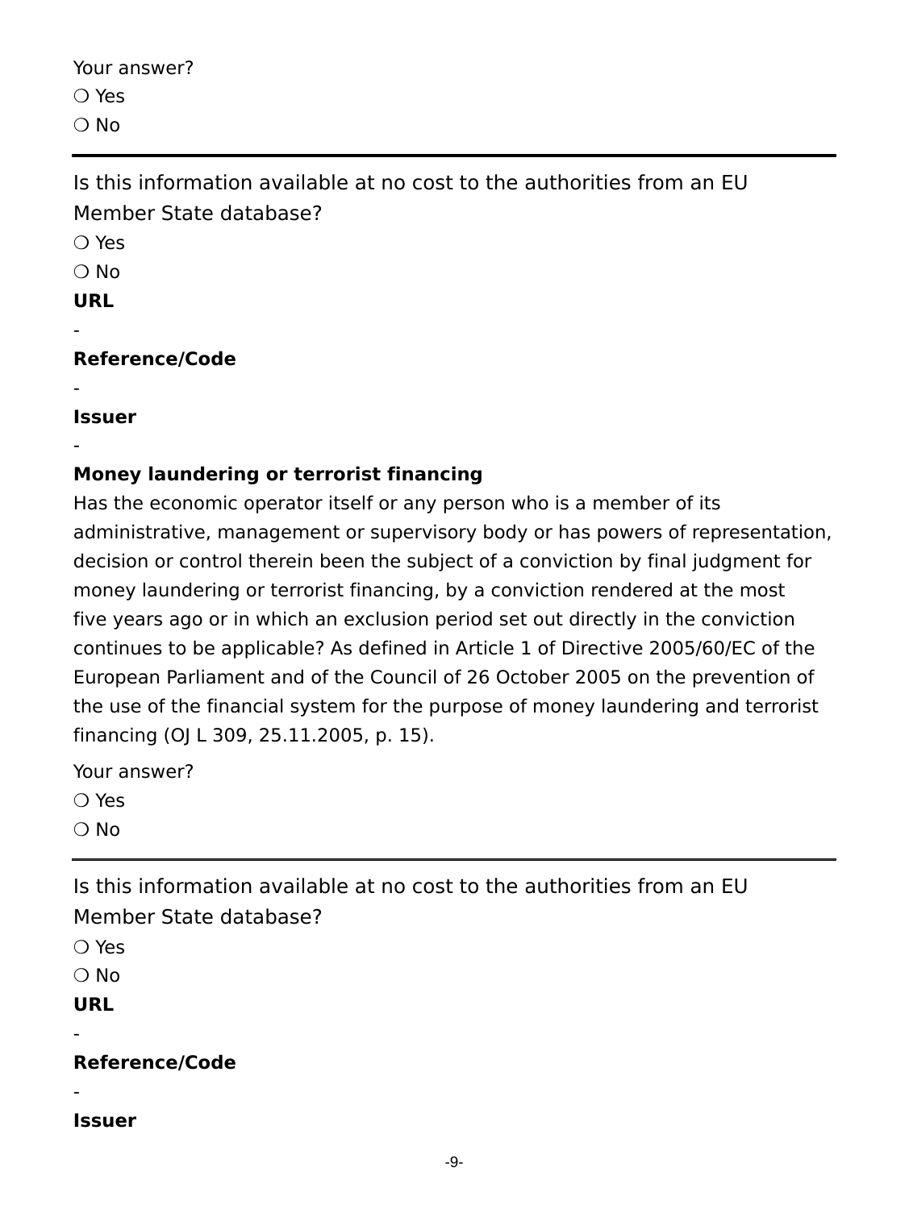Your answer?

❍ Yes

❍ No

---

Is this information available at no cost to the authorities from an EU Member State database?

❍ Yes

❍ No

**URL**

-

**Reference/Code**

-

**Issuer**

-

**Money laundering or terrorist financing**

Has the economic operator itself or any person who is a member of its administrative, management or supervisory body or has powers of representation, decision or control therein been the subject of a conviction by final judgment for money laundering or terrorist financing, by a conviction rendered at the most five years ago or in which an exclusion period set out directly in the conviction continues to be applicable? As defined in Article 1 of Directive 2005/60/EC of the European Parliament and of the Council of 26 October 2005 on the prevention of the use of the financial system for the purpose of money laundering and terrorist financing (OJ L 309, 25.11.2005, p. 15).

Your answer?

❍ Yes

❍ No

---

Is this information available at no cost to the authorities from an EU Member State database?

❍ Yes

❍ No

**URL**

-

**Reference/Code**

-

**Issuer**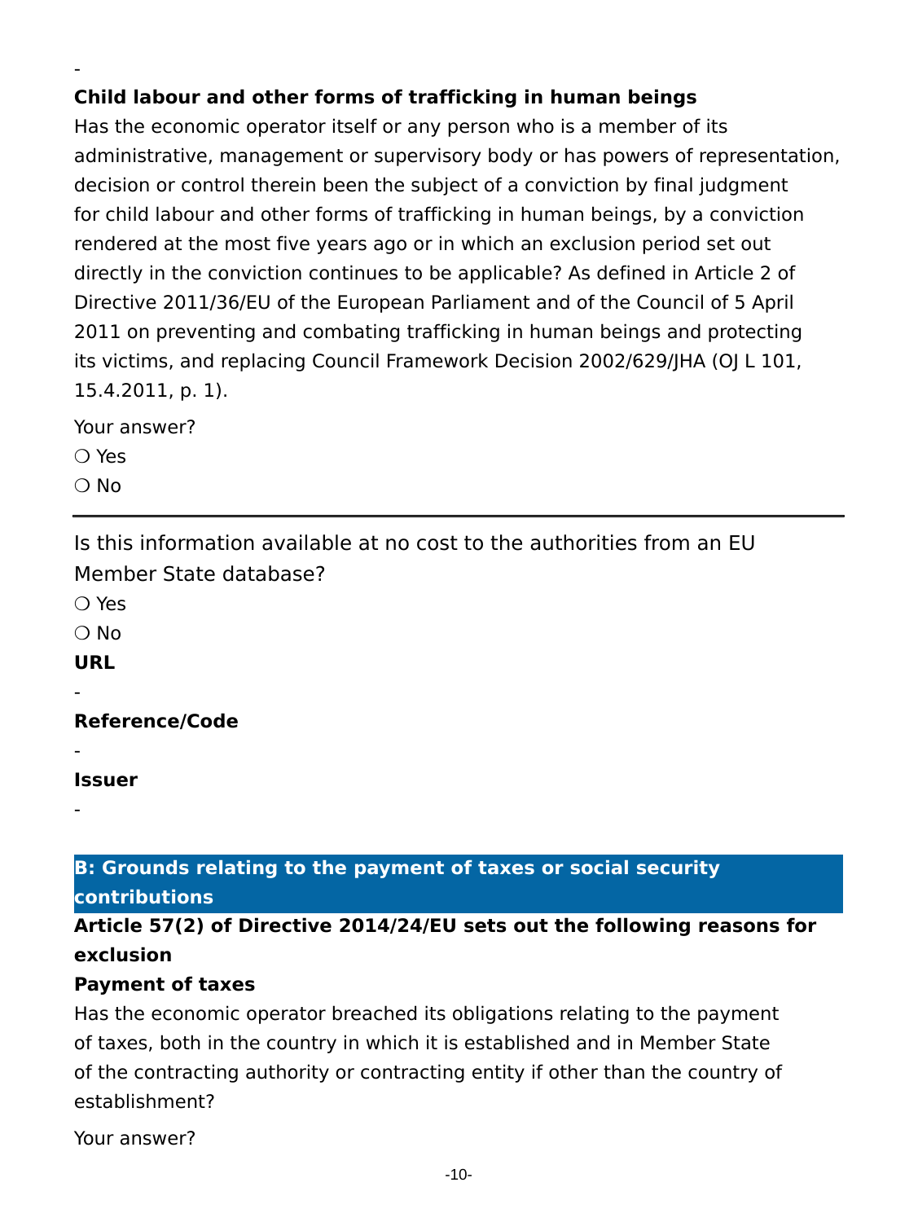-

**Child labour and other forms of trafficking in human beings**

Has the economic operator itself or any person who is a member of its administrative, management or supervisory body or has powers of representation, decision or control therein been the subject of a conviction by final judgment for child labour and other forms of trafficking in human beings, by a conviction rendered at the most five years ago or in which an exclusion period set out directly in the conviction continues to be applicable? As defined in Article 2 of Directive 2011/36/EU of the European Parliament and of the Council of 5 April 2011 on preventing and combating trafficking in human beings and protecting its victims, and replacing Council Framework Decision 2002/629/JHA (OJ L 101, 15.4.2011, p. 1).

Your answer?

❍ Yes

❍ No

---

Is this information available at no cost to the authorities from an EU Member State database?

❍ Yes

❍ No

**URL**

-

**Reference/Code**

-

**Issuer**

-

## B: Grounds relating to the payment of taxes or social security contributions

**Article 57(2) of Directive 2014/24/EU sets out the following reasons for exclusion**

**Payment of taxes**

Has the economic operator breached its obligations relating to the payment of taxes, both in the country in which it is established and in Member State of the contracting authority or contracting entity if other than the country of establishment?

Your answer?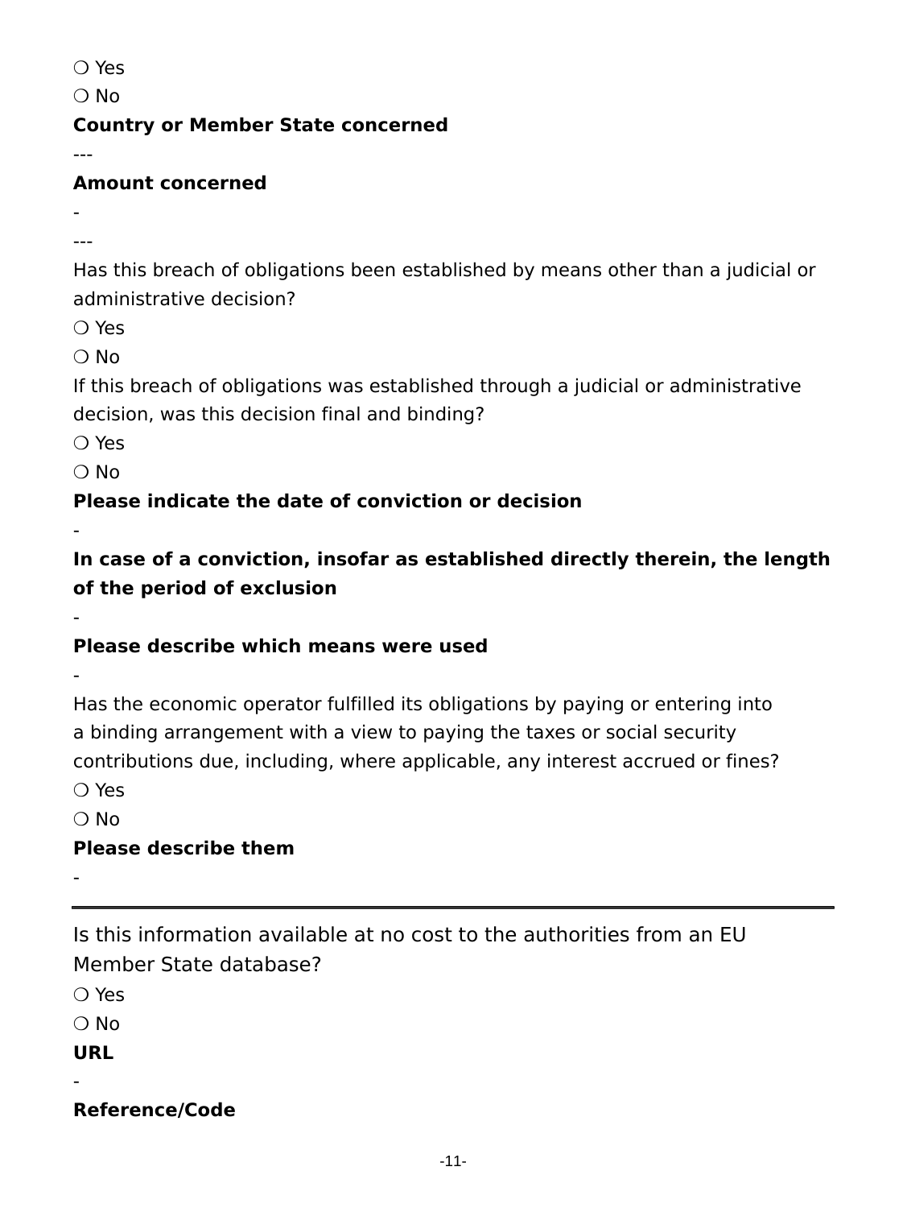❍ Yes

❍ No

**Country or Member State concerned**

---

**Amount concerned**

-

---

Has this breach of obligations been established by means other than a judicial or administrative decision?

❍ Yes

❍ No

If this breach of obligations was established through a judicial or administrative decision, was this decision final and binding?

❍ Yes

❍ No

**Please indicate the date of conviction or decision**

-

**In case of a conviction, insofar as established directly therein, the length of the period of exclusion**

-

**Please describe which means were used**

-

Has the economic operator fulfilled its obligations by paying or entering into a binding arrangement with a view to paying the taxes or social security contributions due, including, where applicable, any interest accrued or fines?

❍ Yes

❍ No

**Please describe them**

-

---

Is this information available at no cost to the authorities from an EU Member State database?

❍ Yes

❍ No

**URL**

-

**Reference/Code**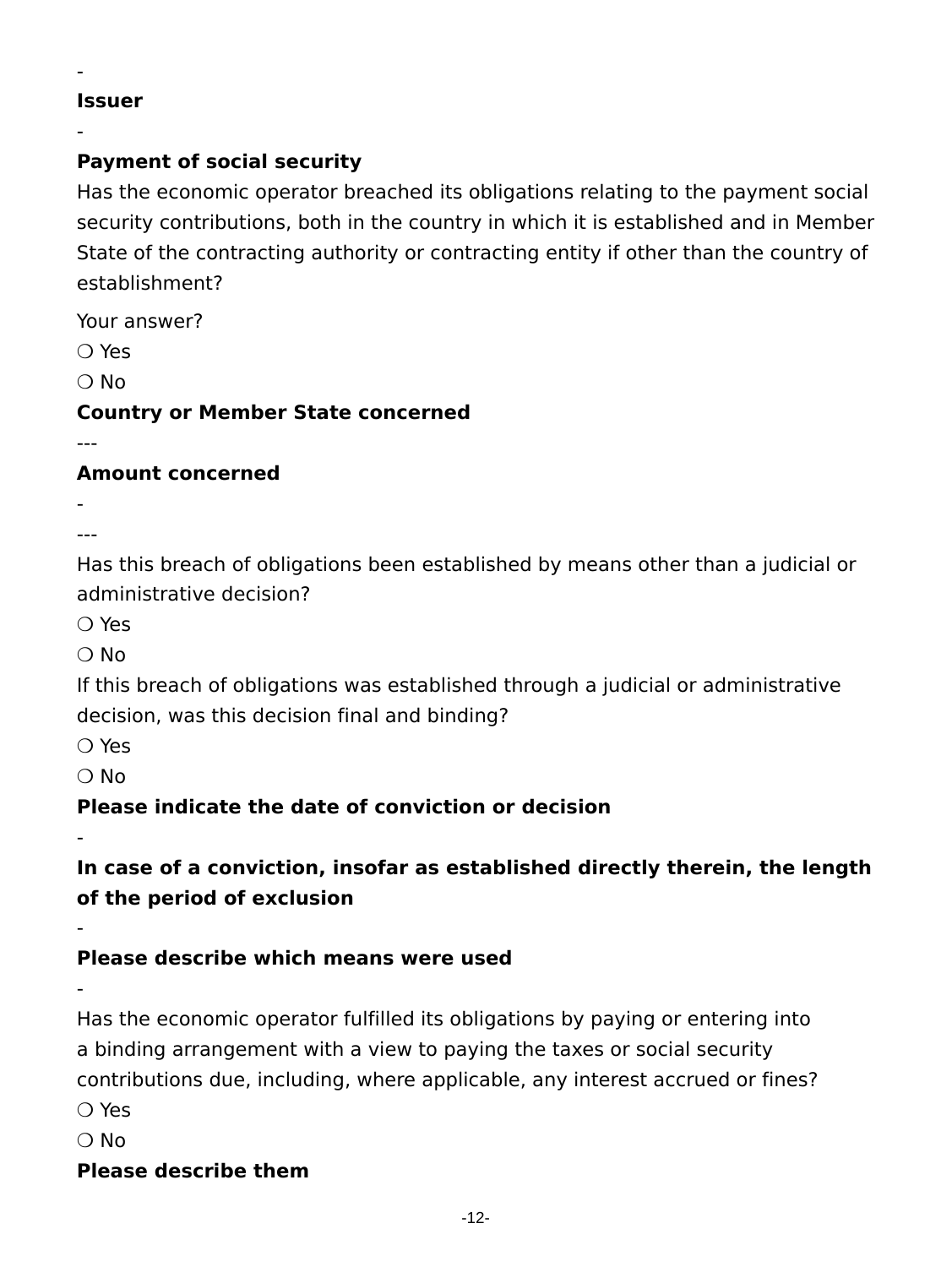-

**Issuer**

-

**Payment of social security**

Has the economic operator breached its obligations relating to the payment social security contributions, both in the country in which it is established and in Member State of the contracting authority or contracting entity if other than the country of establishment?

Your answer?

❍ Yes

❍ No

**Country or Member State concerned**

---

**Amount concerned**

-

---

Has this breach of obligations been established by means other than a judicial or administrative decision?

❍ Yes

❍ No

If this breach of obligations was established through a judicial or administrative decision, was this decision final and binding?

❍ Yes

❍ No

**Please indicate the date of conviction or decision**

-

**In case of a conviction, insofar as established directly therein, the length of the period of exclusion**

-

**Please describe which means were used**

-

Has the economic operator fulfilled its obligations by paying or entering into a binding arrangement with a view to paying the taxes or social security contributions due, including, where applicable, any interest accrued or fines?

❍ Yes

❍ No

**Please describe them**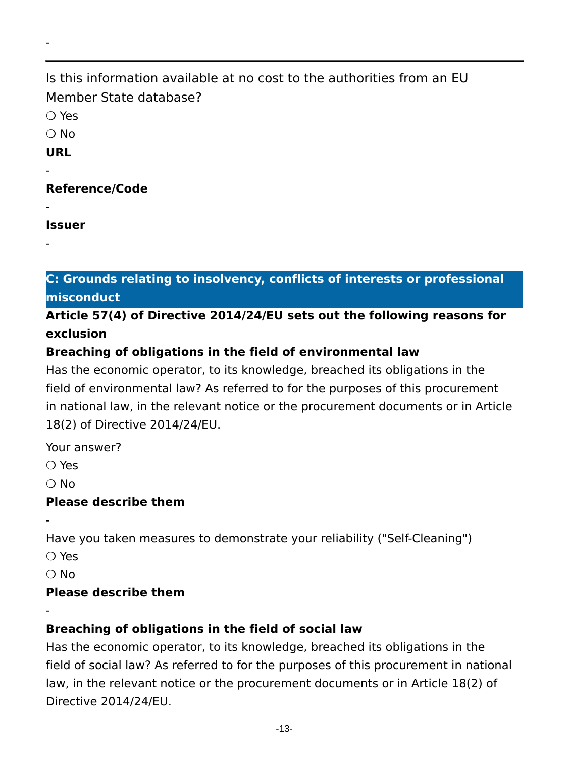-

---

Is this information available at no cost to the authorities from an EU Member State database?

❍ Yes

❍ No

**URL**

-

**Reference/Code**

-

**Issuer**

-

## C: Grounds relating to insolvency, conflicts of interests or professional misconduct

**Article 57(4) of Directive 2014/24/EU sets out the following reasons for exclusion**

**Breaching of obligations in the field of environmental law**

Has the economic operator, to its knowledge, breached its obligations in the field of environmental law? As referred to for the purposes of this procurement in national law, in the relevant notice or the procurement documents or in Article 18(2) of Directive 2014/24/EU.

Your answer?

❍ Yes

❍ No

**Please describe them**

-

Have you taken measures to demonstrate your reliability ("Self-Cleaning")

❍ Yes

❍ No

**Please describe them**

-

**Breaching of obligations in the field of social law**

Has the economic operator, to its knowledge, breached its obligations in the field of social law? As referred to for the purposes of this procurement in national law, in the relevant notice or the procurement documents or in Article 18(2) of Directive 2014/24/EU.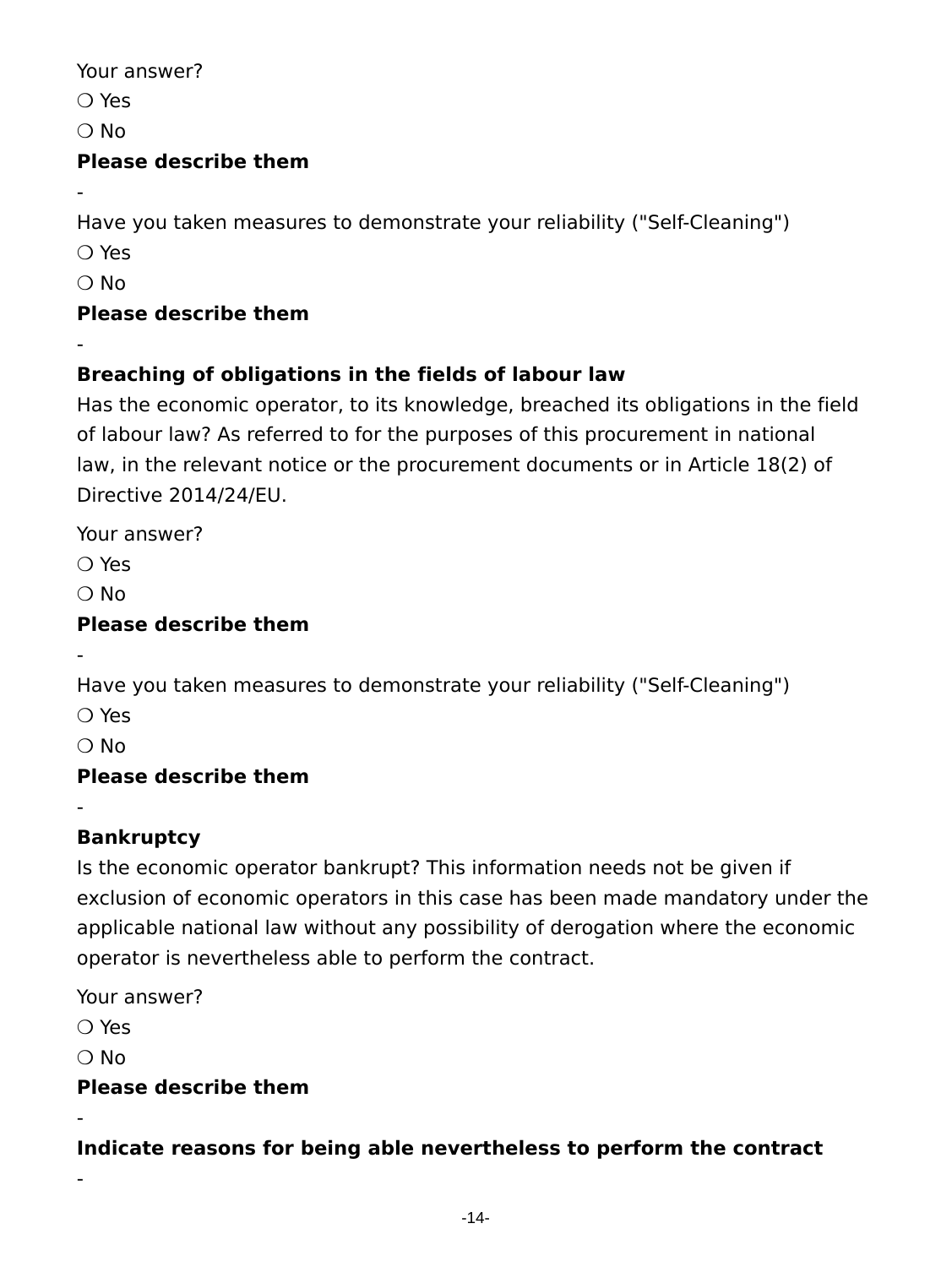Your answer?

❍ Yes

❍ No

**Please describe them**

-

Have you taken measures to demonstrate your reliability ("Self-Cleaning")

❍ Yes

❍ No

**Please describe them**

-

**Breaching of obligations in the fields of labour law**

Has the economic operator, to its knowledge, breached its obligations in the field of labour law? As referred to for the purposes of this procurement in national law, in the relevant notice or the procurement documents or in Article 18(2) of Directive 2014/24/EU.

Your answer?

❍ Yes

❍ No

**Please describe them**

-

Have you taken measures to demonstrate your reliability ("Self-Cleaning")

❍ Yes

❍ No

**Please describe them**

-

**Bankruptcy**

Is the economic operator bankrupt? This information needs not be given if exclusion of economic operators in this case has been made mandatory under the applicable national law without any possibility of derogation where the economic operator is nevertheless able to perform the contract.

Your answer?

❍ Yes

❍ No

**Please describe them**

-

**Indicate reasons for being able nevertheless to perform the contract**

-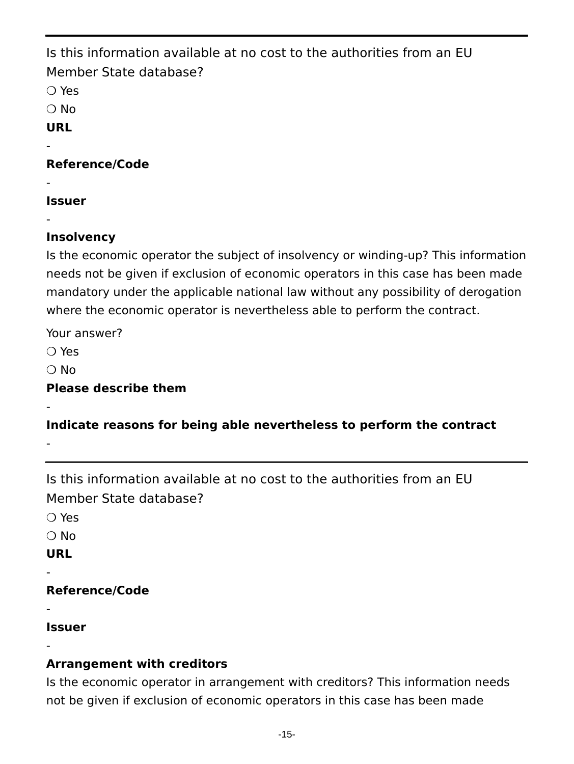---

Is this information available at no cost to the authorities from an EU Member State database?

❍ Yes

❍ No

**URL**

-

**Reference/Code**

-

**Issuer**

-

**Insolvency**

Is the economic operator the subject of insolvency or winding-up? This information needs not be given if exclusion of economic operators in this case has been made mandatory under the applicable national law without any possibility of derogation where the economic operator is nevertheless able to perform the contract.

Your answer?

❍ Yes

❍ No

**Please describe them**

-

**Indicate reasons for being able nevertheless to perform the contract**

-

---

Is this information available at no cost to the authorities from an EU Member State database?

❍ Yes

❍ No

**URL**

-

**Reference/Code**

-

**Issuer**

-

**Arrangement with creditors**

Is the economic operator in arrangement with creditors? This information needs not be given if exclusion of economic operators in this case has been made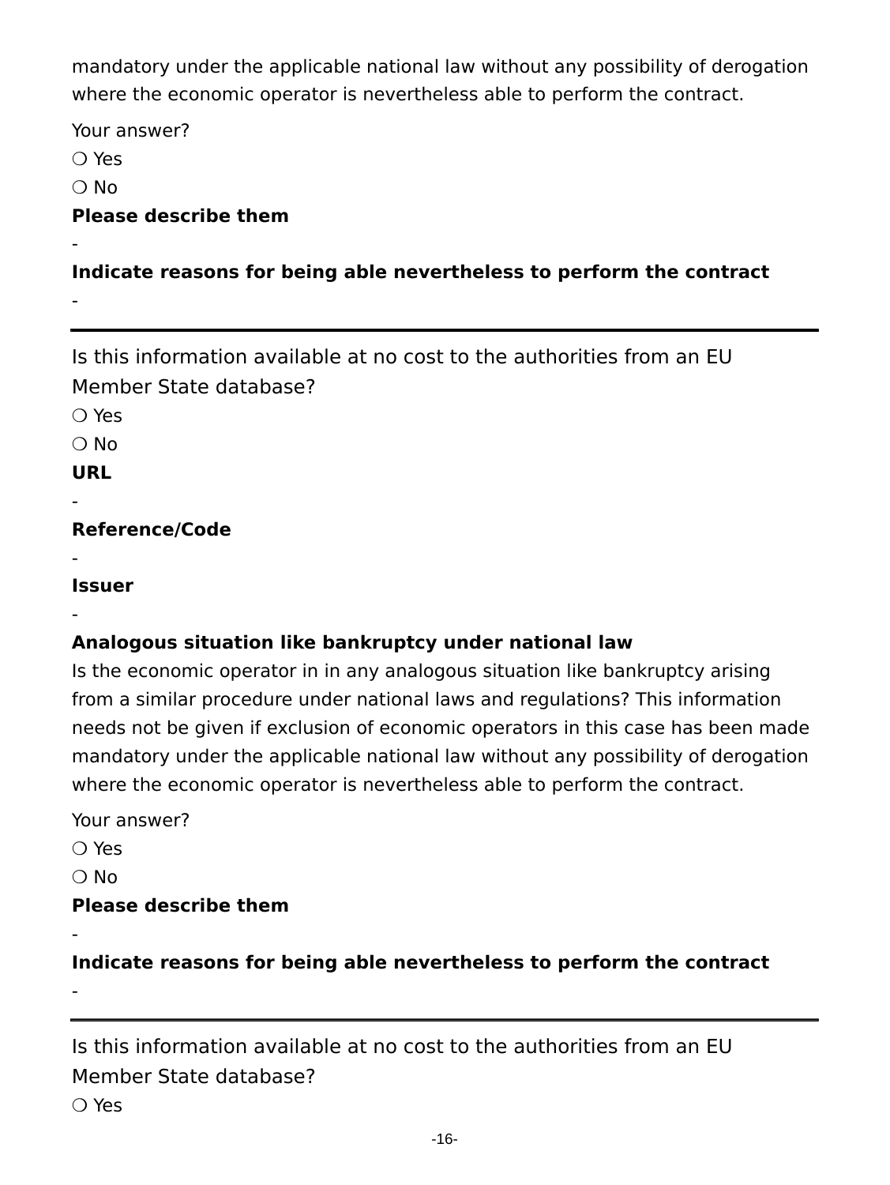mandatory under the applicable national law without any possibility of derogation where the economic operator is nevertheless able to perform the contract.

Your answer?

❍ Yes

❍ No

**Please describe them**

-

**Indicate reasons for being able nevertheless to perform the contract**

-

---

Is this information available at no cost to the authorities from an EU Member State database?

❍ Yes

❍ No

**URL**

-

**Reference/Code**

-

**Issuer**

-

**Analogous situation like bankruptcy under national law**

Is the economic operator in in any analogous situation like bankruptcy arising from a similar procedure under national laws and regulations? This information needs not be given if exclusion of economic operators in this case has been made mandatory under the applicable national law without any possibility of derogation where the economic operator is nevertheless able to perform the contract.

Your answer?

❍ Yes

❍ No

**Please describe them**

-

**Indicate reasons for being able nevertheless to perform the contract**

-

---

Is this information available at no cost to the authorities from an EU Member State database?

❍ Yes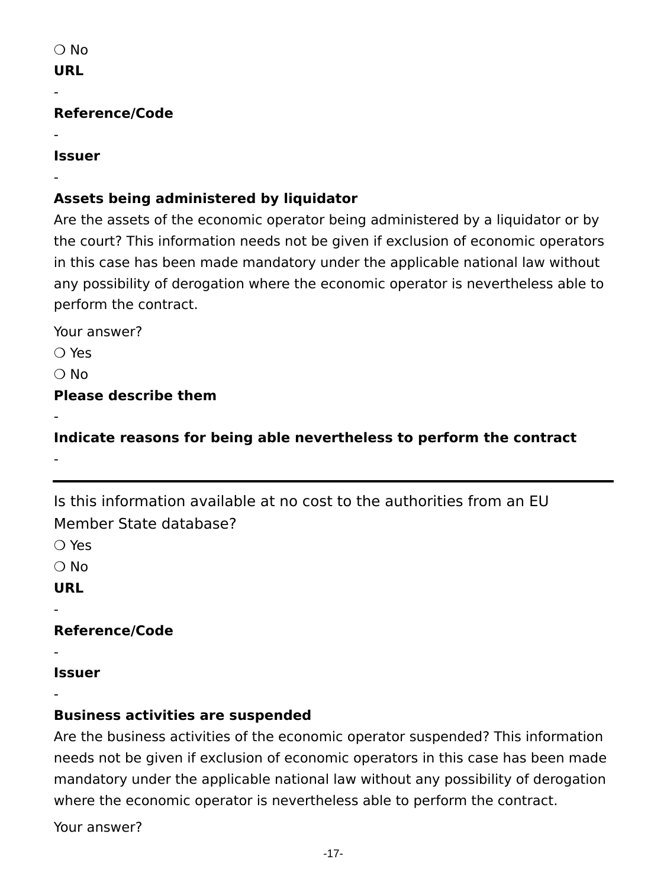❍ No

**URL**

-

**Reference/Code**

-

**Issuer**

-

**Assets being administered by liquidator**

Are the assets of the economic operator being administered by a liquidator or by the court? This information needs not be given if exclusion of economic operators in this case has been made mandatory under the applicable national law without any possibility of derogation where the economic operator is nevertheless able to perform the contract.

Your answer?

❍ Yes

❍ No

**Please describe them**

-

**Indicate reasons for being able nevertheless to perform the contract**

-

---

Is this information available at no cost to the authorities from an EU Member State database?

❍ Yes

❍ No

**URL**

-

**Reference/Code**

-

**Issuer**

-

**Business activities are suspended**

Are the business activities of the economic operator suspended? This information needs not be given if exclusion of economic operators in this case has been made mandatory under the applicable national law without any possibility of derogation where the economic operator is nevertheless able to perform the contract.

Your answer?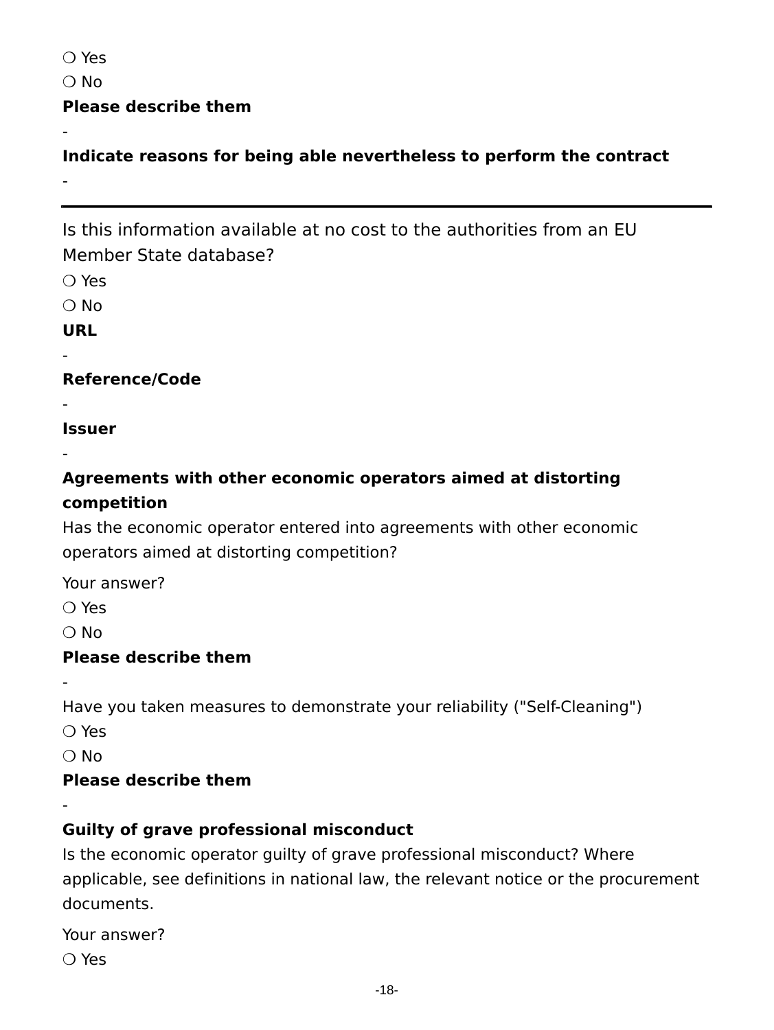❍ Yes

❍ No

**Please describe them**

-

**Indicate reasons for being able nevertheless to perform the contract**

-

---

Is this information available at no cost to the authorities from an EU Member State database?

❍ Yes

❍ No

**URL**

-

**Reference/Code**

-

**Issuer**

-

**Agreements with other economic operators aimed at distorting competition**

Has the economic operator entered into agreements with other economic operators aimed at distorting competition?

Your answer?

❍ Yes

❍ No

**Please describe them**

-

Have you taken measures to demonstrate your reliability ("Self-Cleaning")

❍ Yes

❍ No

**Please describe them**

-

**Guilty of grave professional misconduct**

Is the economic operator guilty of grave professional misconduct? Where applicable, see definitions in national law, the relevant notice or the procurement documents.

Your answer?

❍ Yes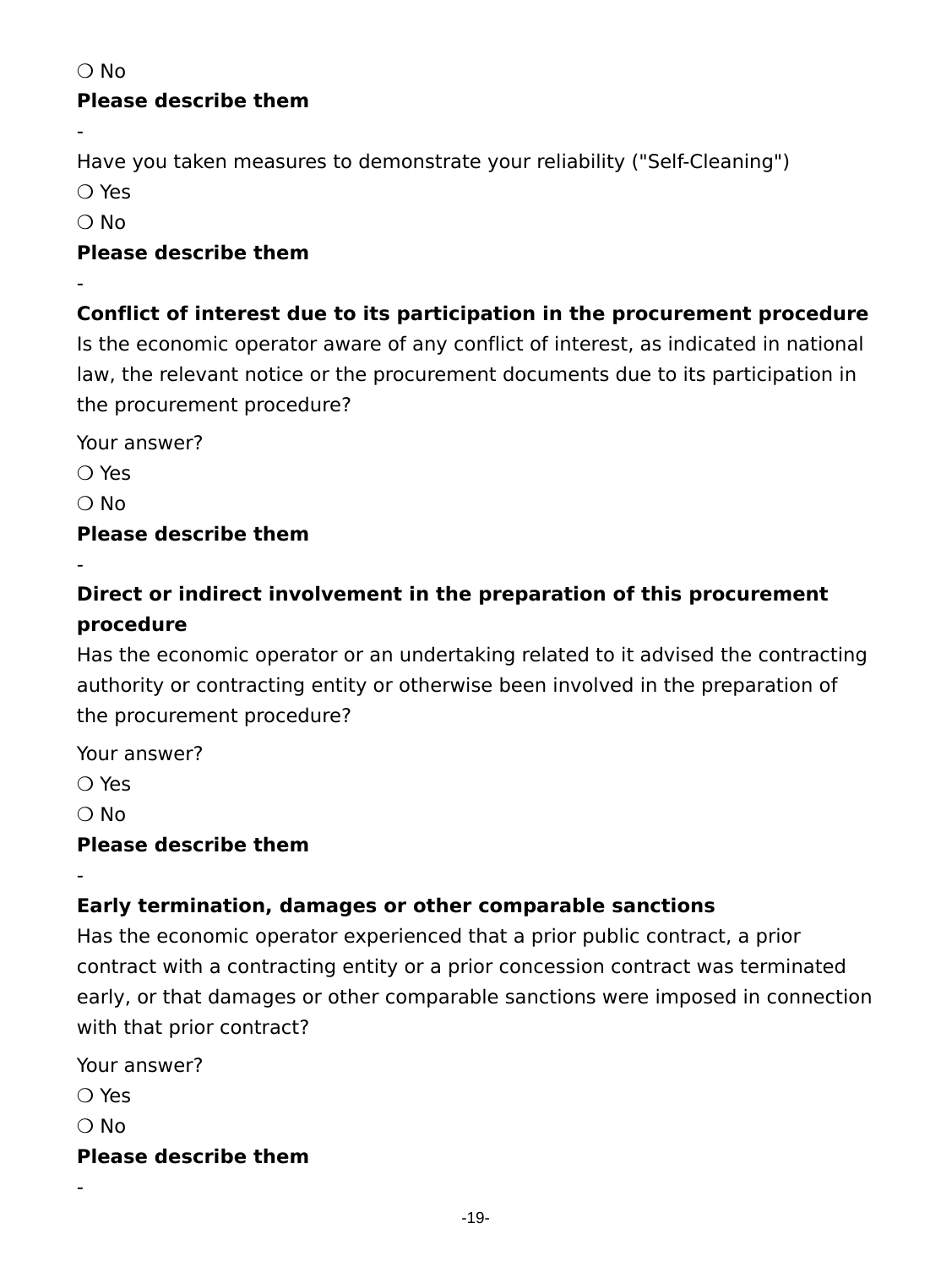❍ No

**Please describe them**

-

Have you taken measures to demonstrate your reliability ("Self-Cleaning")

❍ Yes

❍ No

**Please describe them**

-

**Conflict of interest due to its participation in the procurement procedure**

Is the economic operator aware of any conflict of interest, as indicated in national law, the relevant notice or the procurement documents due to its participation in the procurement procedure?

Your answer?

❍ Yes

❍ No

**Please describe them**

-

**Direct or indirect involvement in the preparation of this procurement procedure**

Has the economic operator or an undertaking related to it advised the contracting authority or contracting entity or otherwise been involved in the preparation of the procurement procedure?

Your answer?

❍ Yes

❍ No

**Please describe them**

-

**Early termination, damages or other comparable sanctions**

Has the economic operator experienced that a prior public contract, a prior contract with a contracting entity or a prior concession contract was terminated early, or that damages or other comparable sanctions were imposed in connection with that prior contract?

Your answer?

❍ Yes

❍ No

**Please describe them**

-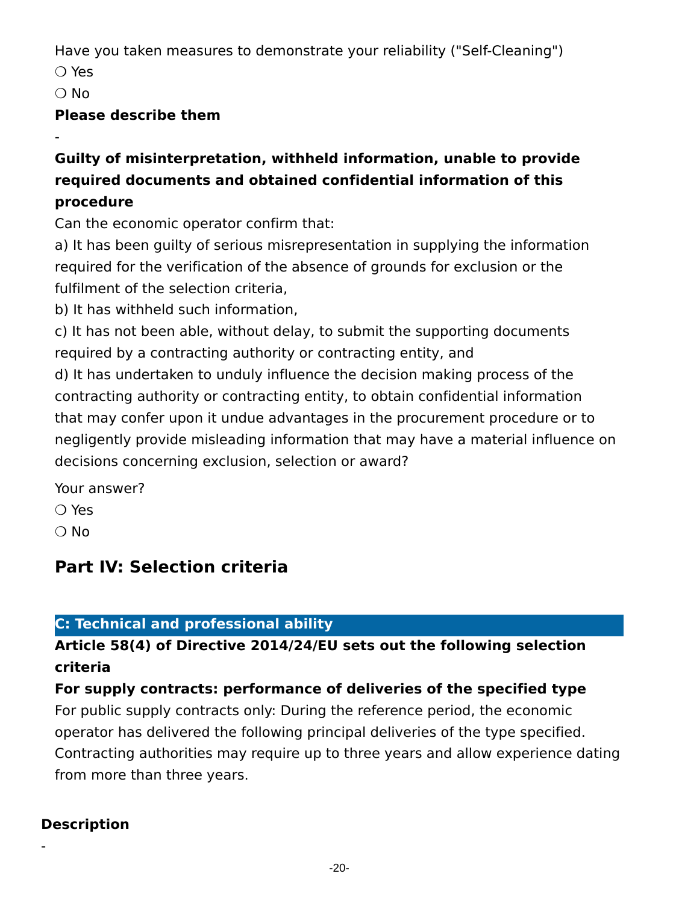Have you taken measures to demonstrate your reliability ("Self-Cleaning")

❍ Yes

❍ No

**Please describe them**

-

**Guilty of misinterpretation, withheld information, unable to provide required documents and obtained confidential information of this procedure**

Can the economic operator confirm that:

a) It has been guilty of serious misrepresentation in supplying the information required for the verification of the absence of grounds for exclusion or the fulfilment of the selection criteria,

b) It has withheld such information,

c) It has not been able, without delay, to submit the supporting documents required by a contracting authority or contracting entity, and

d) It has undertaken to unduly influence the decision making process of the contracting authority or contracting entity, to obtain confidential information that may confer upon it undue advantages in the procurement procedure or to negligently provide misleading information that may have a material influence on decisions concerning exclusion, selection or award?

Your answer?

❍ Yes

❍ No

## Part IV: Selection criteria

### C: Technical and professional ability

**Article 58(4) of Directive 2014/24/EU sets out the following selection criteria**

**For supply contracts: performance of deliveries of the specified type**

For public supply contracts only: During the reference period, the economic operator has delivered the following principal deliveries of the type specified. Contracting authorities may require up to three years and allow experience dating from more than three years.

**Description**

-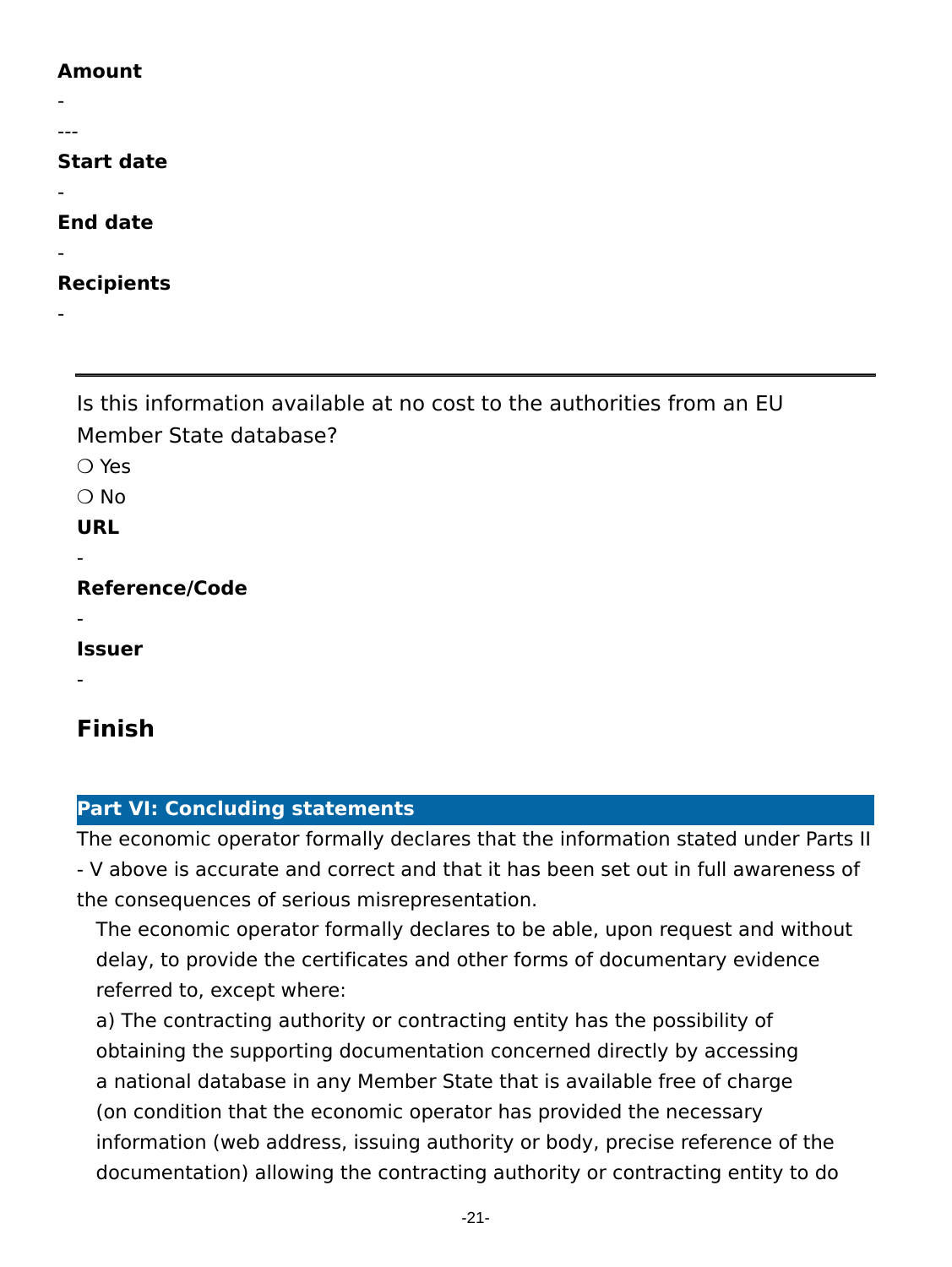**Amount**

-

---

**Start date**

-

**End date**

-

**Recipients**

-

---

Is this information available at no cost to the authorities from an EU Member State database?

❍ Yes

❍ No

**URL**

-

**Reference/Code**

-

**Issuer**

-

## Finish

### Part VI: Concluding statements

The economic operator formally declares that the information stated under Parts II - V above is accurate and correct and that it has been set out in full awareness of the consequences of serious misrepresentation.

The economic operator formally declares to be able, upon request and without delay, to provide the certificates and other forms of documentary evidence referred to, except where:

a) The contracting authority or contracting entity has the possibility of obtaining the supporting documentation concerned directly by accessing a national database in any Member State that is available free of charge (on condition that the economic operator has provided the necessary information (web address, issuing authority or body, precise reference of the documentation) allowing the contracting authority or contracting entity to do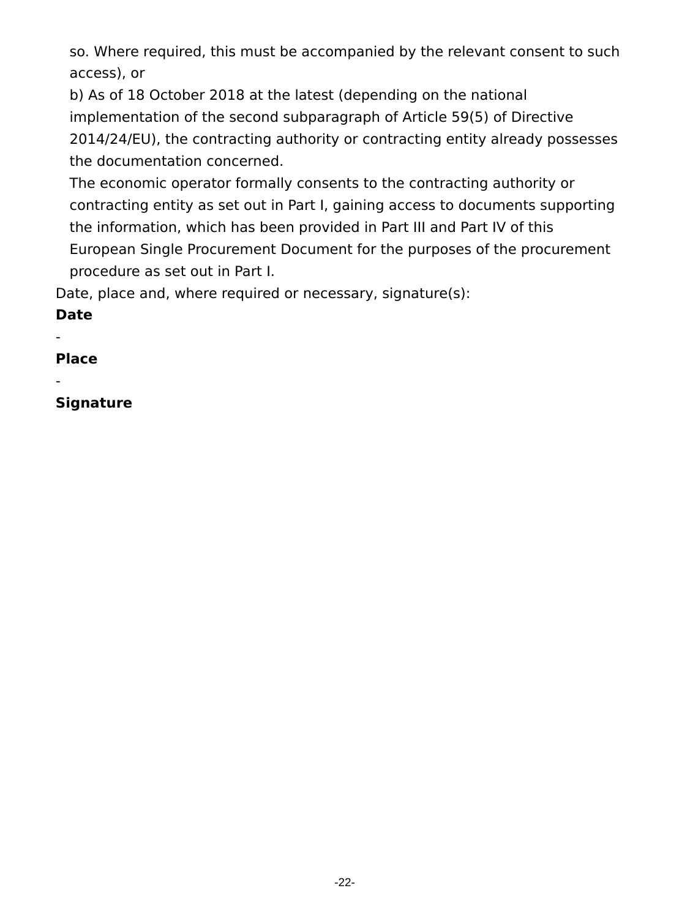so. Where required, this must be accompanied by the relevant consent to such access), or

b) As of 18 October 2018 at the latest (depending on the national implementation of the second subparagraph of Article 59(5) of Directive 2014/24/EU), the contracting authority or contracting entity already possesses the documentation concerned.

The economic operator formally consents to the contracting authority or contracting entity as set out in Part I, gaining access to documents supporting the information, which has been provided in Part III and Part IV of this European Single Procurement Document for the purposes of the procurement procedure as set out in Part I.

Date, place and, where required or necessary, signature(s):

**Date**

-

**Place**

-

**Signature**